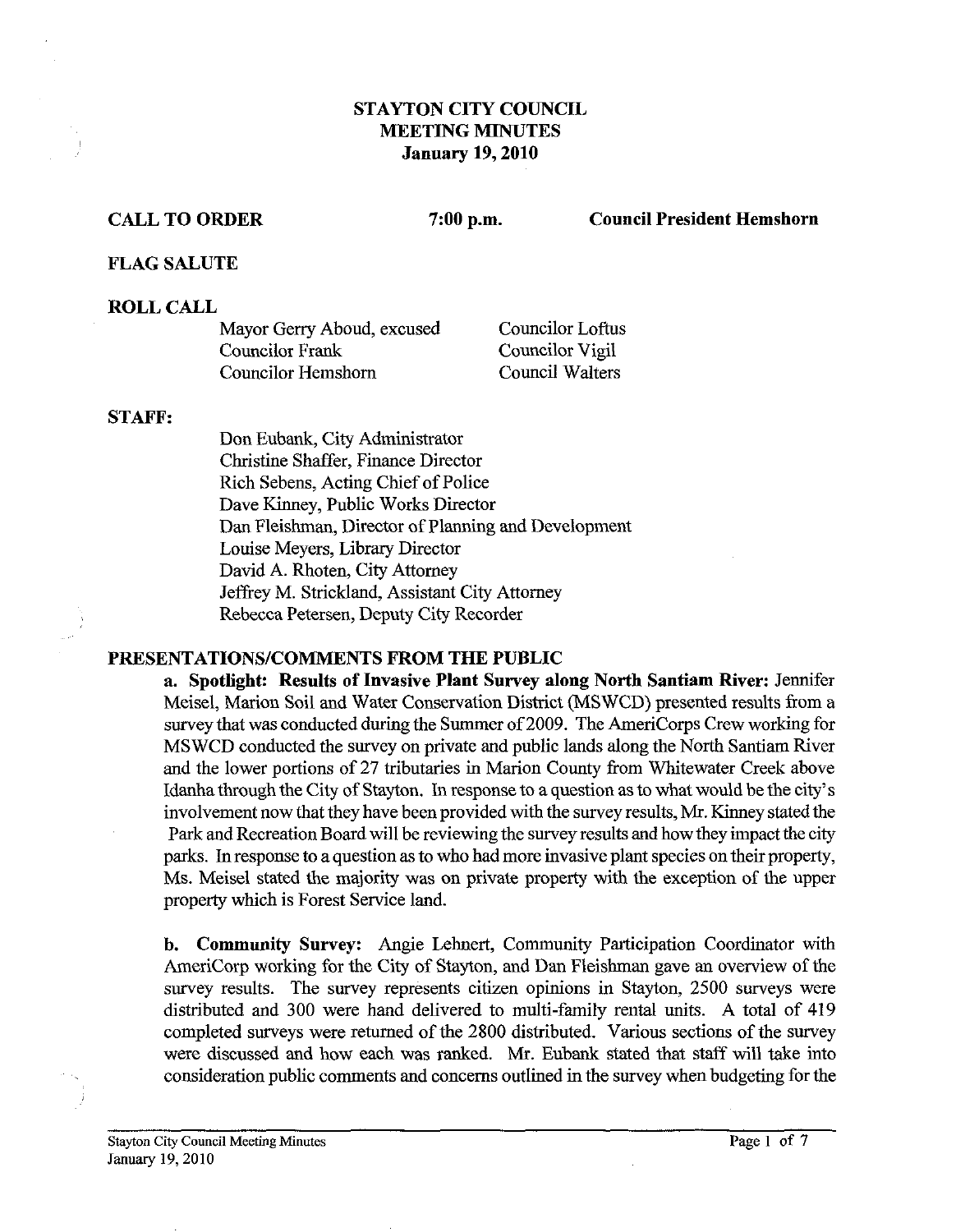# STAYTON CITY COUNCIL
# MEETING MINUTES
# January 19, 2010

**CALL TO ORDER** **7:00 p.m.** **Council President Hemshorn**

**FLAG SALUTE**

**ROLL CALL**

| | |
|---|---|
| Mayor Gerry Aboud, excused | Councilor Loftus |
| Councilor Frank | Councilor Vigil |
| Councilor Hemshorn | Council Walters |

**STAFF:**

Don Eubank, City Administrator
Christine Shaffer, Finance Director
Rich Sebens, Acting Chief of Police
Dave Kinney, Public Works Director
Dan Fleishman, Director of Planning and Development
Louise Meyers, Library Director
David A. Rhoten, City Attorney
Jeffrey M. Strickland, Assistant City Attorney
Rebecca Petersen, Deputy City Recorder

**PRESENTATIONS/COMMENTS FROM THE PUBLIC**

**a. Spotlight: Results of Invasive Plant Survey along North Santiam River:** Jennifer Meisel, Marion Soil and Water Conservation District (MSWCD) presented results from a survey that was conducted during the Summer of 2009. The AmeriCorps Crew working for MSWCD conducted the survey on private and public lands along the North Santiam River and the lower portions of 27 tributaries in Marion County from Whitewater Creek above Idanha through the City of Stayton. In response to a question as to what would be the city's involvement now that they have been provided with the survey results, Mr. Kinney stated the Park and Recreation Board will be reviewing the survey results and how they impact the city parks. In response to a question as to who had more invasive plant species on their property, Ms. Meisel stated the majority was on private property with the exception of the upper property which is Forest Service land.

**b. Community Survey:** Angie Lehnert, Community Participation Coordinator with AmeriCorp working for the City of Stayton, and Dan Fleishman gave an overview of the survey results. The survey represents citizen opinions in Stayton, 2500 surveys were distributed and 300 were hand delivered to multi-family rental units. A total of 419 completed surveys were returned of the 2800 distributed. Various sections of the survey were discussed and how each was ranked. Mr. Eubank stated that staff will take into consideration public comments and concerns outlined in the survey when budgeting for the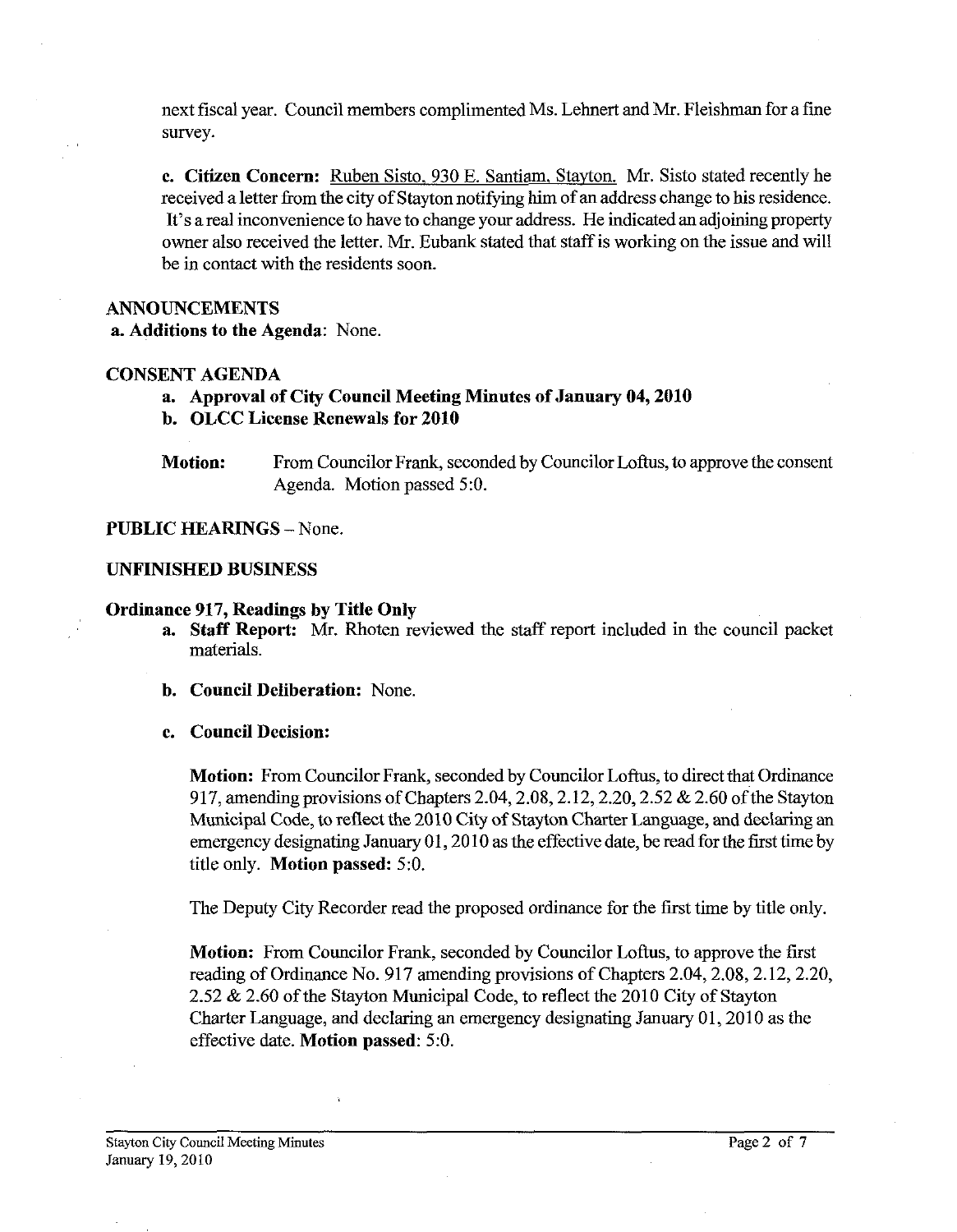next fiscal year. Council members complimented Ms. Lehnert and Mr. Fleishman for a fine survey.

**c. Citizen Concern:** Ruben Sisto, 930 E. Santiam, Stayton. Mr. Sisto stated recently he received a letter from the city of Stayton notifying him of an address change to his residence. It's a real inconvenience to have to change your address. He indicated an adjoining property owner also received the letter. Mr. Eubank stated that staff is working on the issue and will be in contact with the residents soon.

## ANNOUNCEMENTS

**a. Additions to the Agenda**: None.

## CONSENT AGENDA

**a. Approval of City Council Meeting Minutes of January 04, 2010**

**b. OLCC License Renewals for 2010**

**Motion:** From Councilor Frank, seconded by Councilor Loftus, to approve the consent Agenda. Motion passed 5:0.

## PUBLIC HEARINGS – None.

## UNFINISHED BUSINESS

### Ordinance 917, Readings by Title Only

**a. Staff Report:** Mr. Rhoten reviewed the staff report included in the council packet materials.

**b. Council Deliberation:** None.

**c. Council Decision:**

**Motion:** From Councilor Frank, seconded by Councilor Loftus, to direct that Ordinance 917, amending provisions of Chapters 2.04, 2.08, 2.12, 2.20, 2.52 & 2.60 of the Stayton Municipal Code, to reflect the 2010 City of Stayton Charter Language, and declaring an emergency designating January 01, 2010 as the effective date, be read for the first time by title only. **Motion passed:** 5:0.

The Deputy City Recorder read the proposed ordinance for the first time by title only.

**Motion:** From Councilor Frank, seconded by Councilor Loftus, to approve the first reading of Ordinance No. 917 amending provisions of Chapters 2.04, 2.08, 2.12, 2.20, 2.52 & 2.60 of the Stayton Municipal Code, to reflect the 2010 City of Stayton Charter Language, and declaring an emergency designating January 01, 2010 as the effective date. **Motion passed**: 5:0.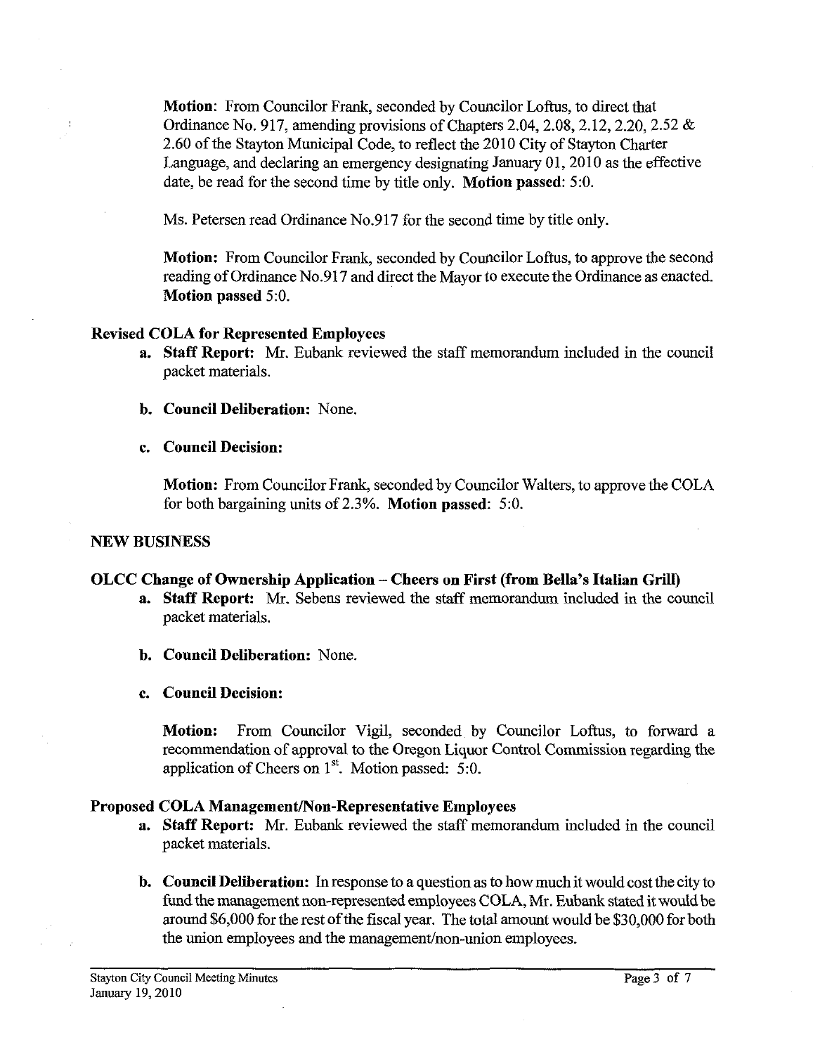**Motion**: From Councilor Frank, seconded by Councilor Loftus, to direct that Ordinance No. 917, amending provisions of Chapters 2.04, 2.08, 2.12, 2.20, 2.52 & 2.60 of the Stayton Municipal Code, to reflect the 2010 City of Stayton Charter Language, and declaring an emergency designating January 01, 2010 as the effective date, be read for the second time by title only. **Motion passed**: 5:0.

Ms. Petersen read Ordinance No.917 for the second time by title only.

**Motion:** From Councilor Frank, seconded by Councilor Loftus, to approve the second reading of Ordinance No.917 and direct the Mayor to execute the Ordinance as enacted. **Motion passed** 5:0.

### Revised COLA for Represented Employees

a. **Staff Report:** Mr. Eubank reviewed the staff memorandum included in the council packet materials.

b. **Council Deliberation:** None.

c. **Council Decision:**

**Motion:** From Councilor Frank, seconded by Councilor Walters, to approve the COLA for both bargaining units of 2.3%. **Motion passed**: 5:0.

## NEW BUSINESS

### OLCC Change of Ownership Application – Cheers on First (from Bella's Italian Grill)

a. **Staff Report:** Mr. Sebens reviewed the staff memorandum included in the council packet materials.

b. **Council Deliberation:** None.

c. **Council Decision:**

**Motion:** From Councilor Vigil, seconded by Councilor Loftus, to forward a recommendation of approval to the Oregon Liquor Control Commission regarding the application of Cheers on 1st. Motion passed: 5:0.

### Proposed COLA Management/Non-Representative Employees

a. **Staff Report:** Mr. Eubank reviewed the staff memorandum included in the council packet materials.

b. **Council Deliberation:** In response to a question as to how much it would cost the city to fund the management non-represented employees COLA, Mr. Eubank stated it would be around $6,000 for the rest of the fiscal year. The total amount would be $30,000 for both the union employees and the management/non-union employees.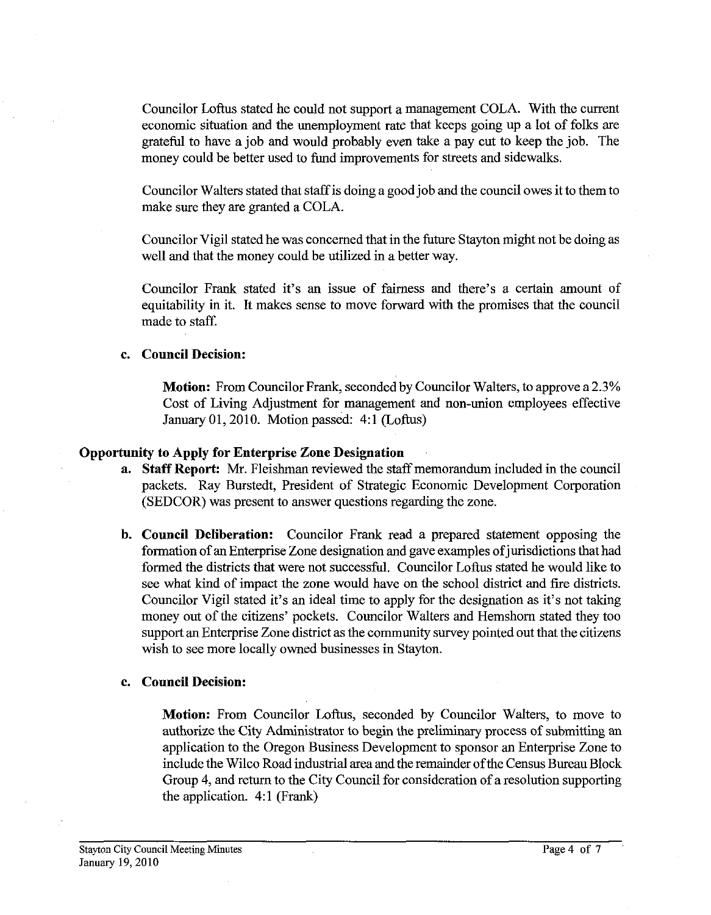Councilor Loftus stated he could not support a management COLA. With the current economic situation and the unemployment rate that keeps going up a lot of folks are grateful to have a job and would probably even take a pay cut to keep the job. The money could be better used to fund improvements for streets and sidewalks.

Councilor Walters stated that staff is doing a good job and the council owes it to them to make sure they are granted a COLA.

Councilor Vigil stated he was concerned that in the future Stayton might not be doing as well and that the money could be utilized in a better way.

Councilor Frank stated it's an issue of fairness and there's a certain amount of equitability in it. It makes sense to move forward with the promises that the council made to staff.

**c. Council Decision:**

**Motion:** From Councilor Frank, seconded by Councilor Walters, to approve a 2.3% Cost of Living Adjustment for management and non-union employees effective January 01, 2010. Motion passed: 4:1 (Loftus)

**Opportunity to Apply for Enterprise Zone Designation**

**a. Staff Report:** Mr. Fleishman reviewed the staff memorandum included in the council packets. Ray Burstedt, President of Strategic Economic Development Corporation (SEDCOR) was present to answer questions regarding the zone.

**b. Council Deliberation:** Councilor Frank read a prepared statement opposing the formation of an Enterprise Zone designation and gave examples of jurisdictions that had formed the districts that were not successful. Councilor Loftus stated he would like to see what kind of impact the zone would have on the school district and fire districts. Councilor Vigil stated it's an ideal time to apply for the designation as it's not taking money out of the citizens' pockets. Councilor Walters and Hemshorn stated they too support an Enterprise Zone district as the community survey pointed out that the citizens wish to see more locally owned businesses in Stayton.

**c. Council Decision:**

**Motion:** From Councilor Loftus, seconded by Councilor Walters, to move to authorize the City Administrator to begin the preliminary process of submitting an application to the Oregon Business Development to sponsor an Enterprise Zone to include the Wilco Road industrial area and the remainder of the Census Bureau Block Group 4, and return to the City Council for consideration of a resolution supporting the application. 4:1 (Frank)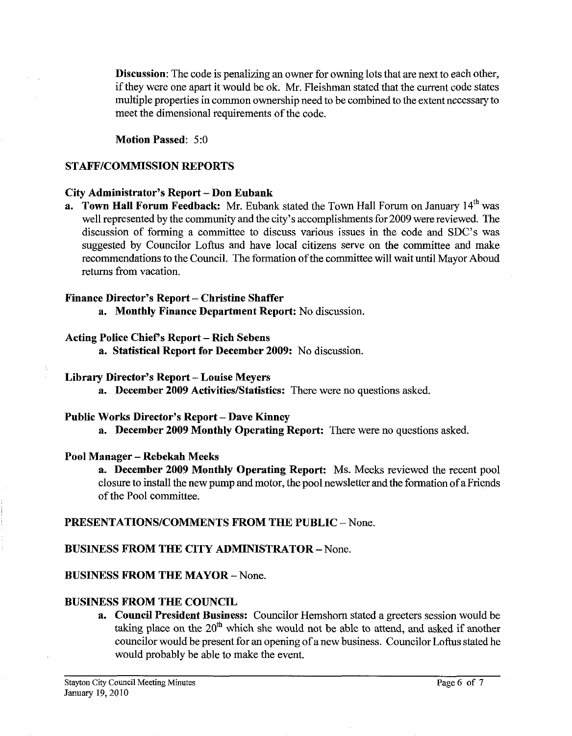**Discussion**: The code is penalizing an owner for owning lots that are next to each other, if they were one apart it would be ok. Mr. Fleishman stated that the current code states multiple properties in common ownership need to be combined to the extent necessary to meet the dimensional requirements of the code.

**Motion Passed**: 5:0

## STAFF/COMMISSION REPORTS

### City Administrator's Report – Don Eubank

a. **Town Hall Forum Feedback:** Mr. Eubank stated the Town Hall Forum on January 14th was well represented by the community and the city's accomplishments for 2009 were reviewed. The discussion of forming a committee to discuss various issues in the code and SDC's was suggested by Councilor Loftus and have local citizens serve on the committee and make recommendations to the Council. The formation of the committee will wait until Mayor Aboud returns from vacation.

### Finance Director's Report – Christine Shaffer

a. **Monthly Finance Department Report:** No discussion.

### Acting Police Chief's Report – Rich Sebens

a. **Statistical Report for December 2009:** No discussion.

### Library Director's Report – Louise Meyers

a. **December 2009 Activities/Statistics:** There were no questions asked.

### Public Works Director's Report – Dave Kinney

a. **December 2009 Monthly Operating Report:** There were no questions asked.

### Pool Manager – Rebekah Meeks

a. **December 2009 Monthly Operating Report:** Ms. Meeks reviewed the recent pool closure to install the new pump and motor, the pool newsletter and the formation of a Friends of the Pool committee.

## PRESENTATIONS/COMMENTS FROM THE PUBLIC – None.

## BUSINESS FROM THE CITY ADMINISTRATOR – None.

## BUSINESS FROM THE MAYOR – None.

## BUSINESS FROM THE COUNCIL

a. **Council President Business:** Councilor Hemshorn stated a greeters session would be taking place on the 20th which she would not be able to attend, and asked if another councilor would be present for an opening of a new business. Councilor Loftus stated he would probably be able to make the event.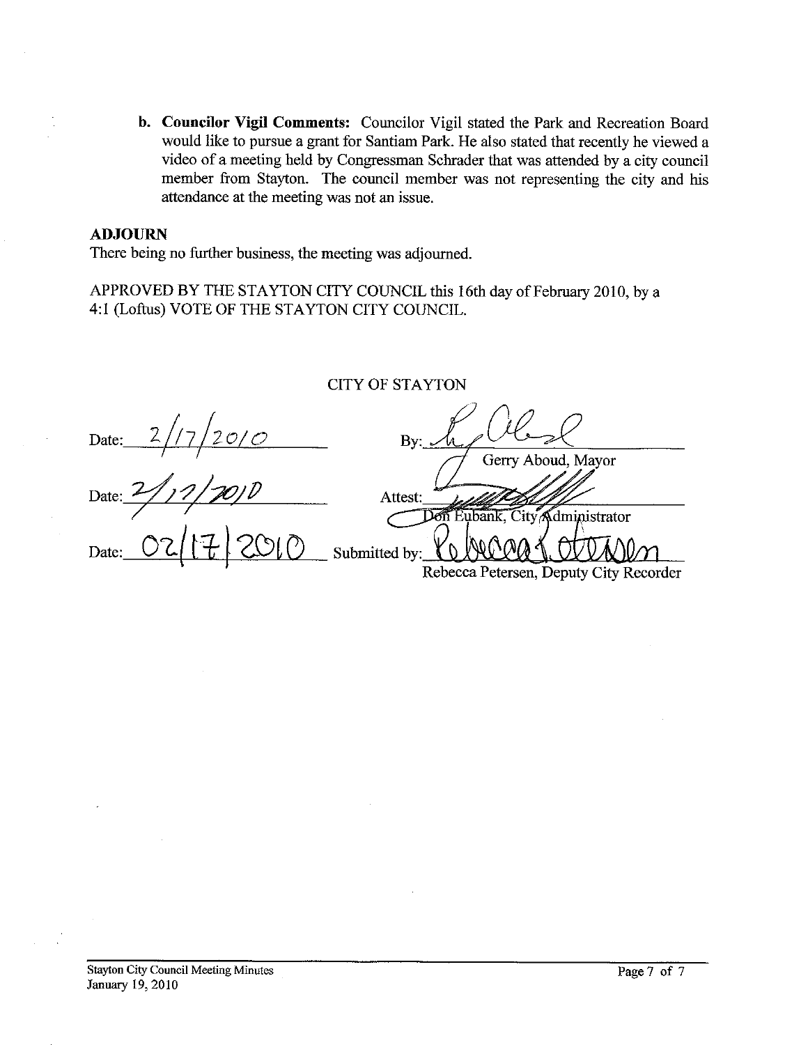**b. Councilor Vigil Comments:** Councilor Vigil stated the Park and Recreation Board would like to pursue a grant for Santiam Park. He also stated that recently he viewed a video of a meeting held by Congressman Schrader that was attended by a city council member from Stayton. The council member was not representing the city and his attendance at the meeting was not an issue.

**ADJOURN**

There being no further business, the meeting was adjourned.

APPROVED BY THE STAYTON CITY COUNCIL this 16th day of February 2010, by a 4:1 (Loftus) VOTE OF THE STAYTON CITY COUNCIL.

CITY OF STAYTON

Date: 2/17/2010 By: _______________
Gerry Aboud, Mayor

Date: 2/17/2010 Attest: _______________
Don Eubank, City Administrator

Date: 02/17/2010 Submitted by: _______________
Rebecca Petersen, Deputy City Recorder